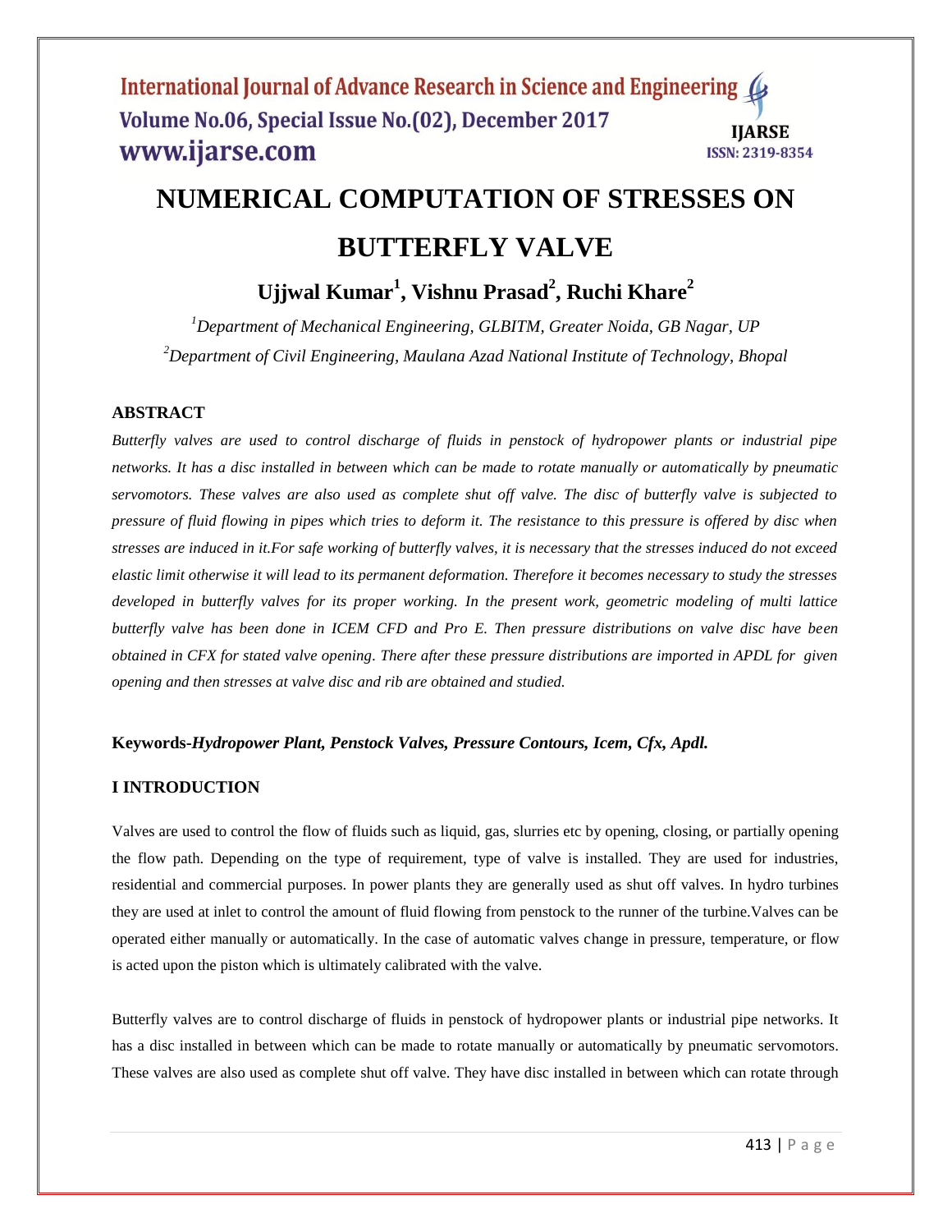# NUMERICAL COMPUTATION OF STRESSES ON BUTTERFLY VALVE

**Ujjwal Kumar[1], Vishnu Prasad[2], Ruchi Khare[2]**

*[1]Department of Mechanical Engineering, GLBITM, Greater Noida, GB Nagar, UP*

*[2]Department of Civil Engineering, Maulana Azad National Institute of Technology, Bhopal*

## ABSTRACT

*Butterfly valves are used to control discharge of fluids in penstock of hydropower plants or industrial pipe networks. It has a disc installed in between which can be made to rotate manually or automatically by pneumatic servomotors. These valves are also used as complete shut off valve. The disc of butterfly valve is subjected to pressure of fluid flowing in pipes which tries to deform it. The resistance to this pressure is offered by disc when stresses are induced in it.For safe working of butterfly valves, it is necessary that the stresses induced do not exceed elastic limit otherwise it will lead to its permanent deformation. Therefore it becomes necessary to study the stresses developed in butterfly valves for its proper working. In the present work, geometric modeling of multi lattice butterfly valve has been done in ICEM CFD and Pro E. Then pressure distributions on valve disc have been obtained in CFX for stated valve opening. There after these pressure distributions are imported in APDL for given opening and then stresses at valve disc and rib are obtained and studied.*

**Keywords-*Hydropower Plant, Penstock Valves, Pressure Contours, Icem, Cfx, Apdl.***

## I INTRODUCTION

Valves are used to control the flow of fluids such as liquid, gas, slurries etc by opening, closing, or partially opening the flow path. Depending on the type of requirement, type of valve is installed. They are used for industries, residential and commercial purposes. In power plants they are generally used as shut off valves. In hydro turbines they are used at inlet to control the amount of fluid flowing from penstock to the runner of the turbine.Valves can be operated either manually or automatically. In the case of automatic valves change in pressure, temperature, or flow is acted upon the piston which is ultimately calibrated with the valve.

Butterfly valves are to control discharge of fluids in penstock of hydropower plants or industrial pipe networks. It has a disc installed in between which can be made to rotate manually or automatically by pneumatic servomotors. These valves are also used as complete shut off valve. They have disc installed in between which can rotate through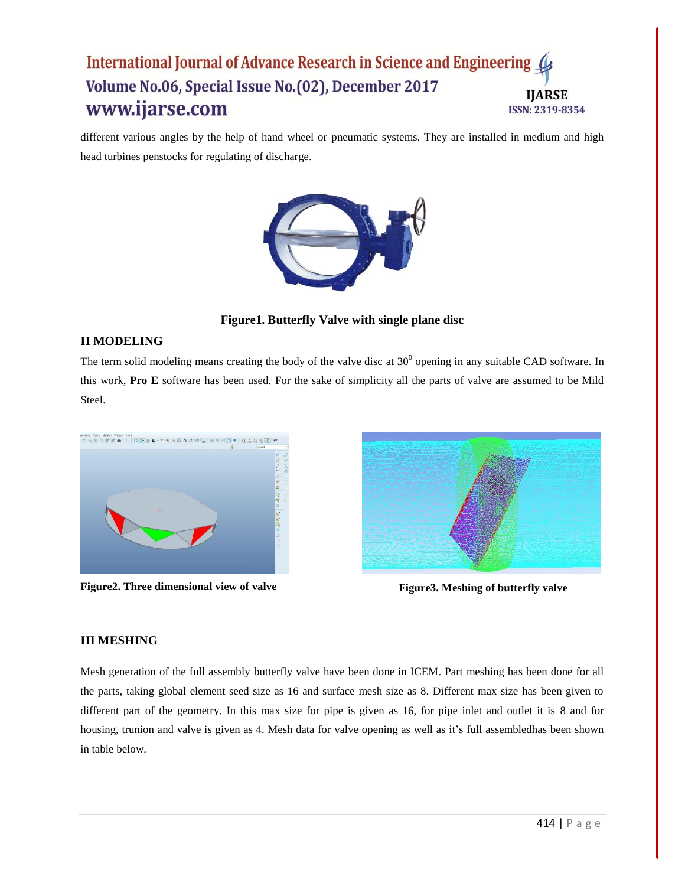different various angles by the help of hand wheel or pneumatic systems. They are installed in medium and high head turbines penstocks for regulating of discharge.

**Figure1. Butterfly Valve with single plane disc**

## II MODELING

The term solid modeling means creating the body of the valve disc at $30^0$ opening in any suitable CAD software. In this work, **Pro E** software has been used. For the sake of simplicity all the parts of valve are assumed to be Mild Steel.

**Figure2. Three dimensional view of valve**

**Figure3. Meshing of butterfly valve**

## III MESHING

Mesh generation of the full assembly butterfly valve have been done in ICEM. Part meshing has been done for all the parts, taking global element seed size as 16 and surface mesh size as 8. Different max size has been given to different part of the geometry. In this max size for pipe is given as 16, for pipe inlet and outlet it is 8 and for housing, trunion and valve is given as 4. Mesh data for valve opening as well as it's full assembledhas been shown in table below.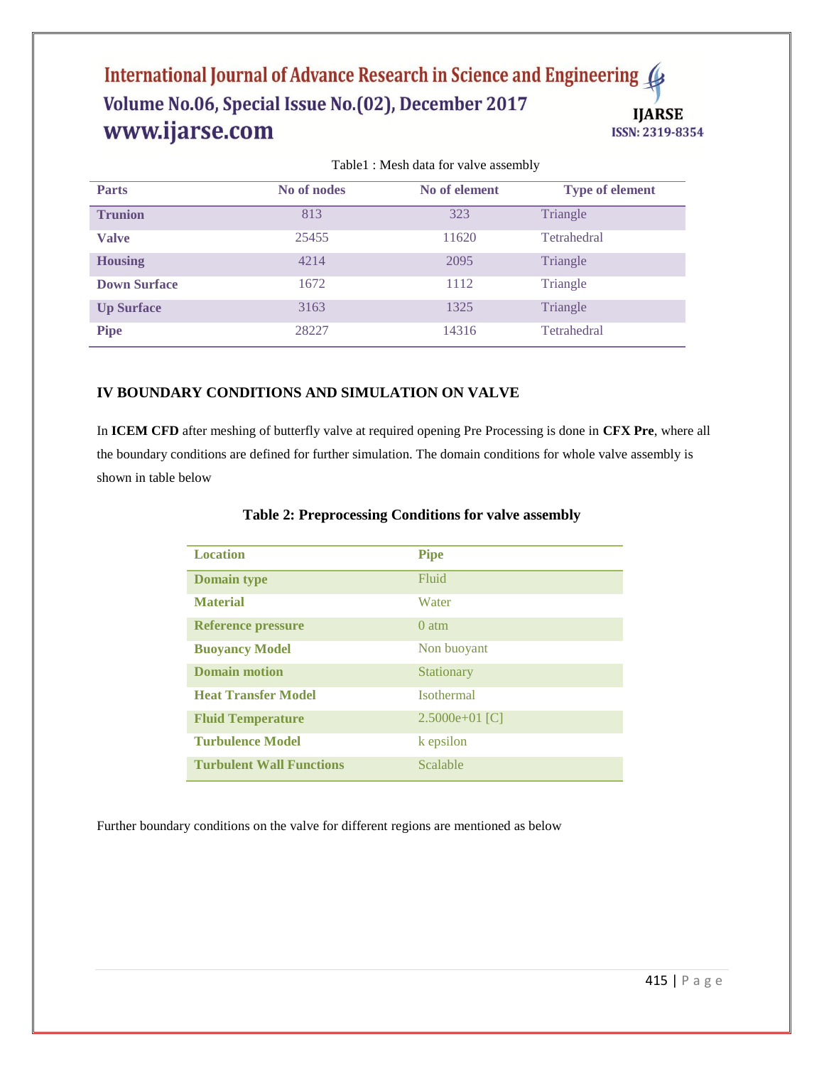Table1 : Mesh data for valve assembly

| Parts | No of nodes | No of element | Type of element |
|---|---|---|---|
| **Trunion** | 813 | 323 | Triangle |
| **Valve** | 25455 | 11620 | Tetrahedral |
| **Housing** | 4214 | 2095 | Triangle |
| **Down Surface** | 1672 | 1112 | Triangle |
| **Up Surface** | 3163 | 1325 | Triangle |
| **Pipe** | 28227 | 14316 | Tetrahedral |

## IV BOUNDARY CONDITIONS AND SIMULATION ON VALVE

In **ICEM CFD** after meshing of butterfly valve at required opening Pre Processing is done in **CFX Pre**, where all the boundary conditions are defined for further simulation. The domain conditions for whole valve assembly is shown in table below

**Table 2: Preprocessing Conditions for valve assembly**

| Location | Pipe |
|---|---|
| **Domain type** | Fluid |
| **Material** | Water |
| **Reference pressure** | 0 atm |
| **Buoyancy Model** | Non buoyant |
| **Domain motion** | Stationary |
| **Heat Transfer Model** | Isothermal |
| **Fluid Temperature** | 2.5000e+01 [C] |
| **Turbulence Model** | k epsilon |
| **Turbulent Wall Functions** | Scalable |

Further boundary conditions on the valve for different regions are mentioned as below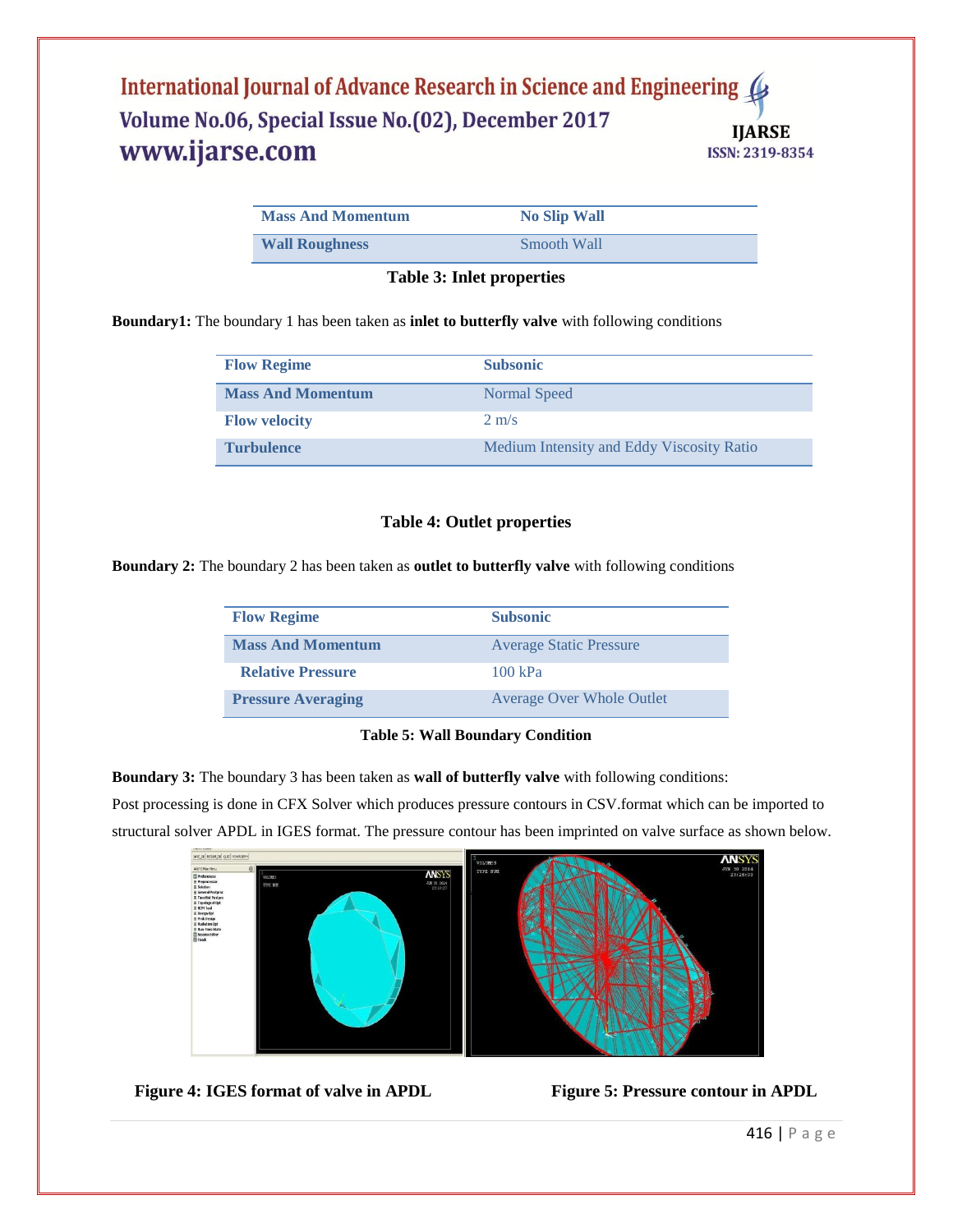| Mass And Momentum | No Slip Wall |
|---|---|
| Wall Roughness | Smooth Wall |

**Table 3: Inlet properties**

**Boundary1:** The boundary 1 has been taken as **inlet to butterfly valve** with following conditions

| Flow Regime | Subsonic |
|---|---|
| Mass And Momentum | Normal Speed |
| Flow velocity | 2 m/s |
| Turbulence | Medium Intensity and Eddy Viscosity Ratio |

**Table 4: Outlet properties**

**Boundary 2:** The boundary 2 has been taken as **outlet to butterfly valve** with following conditions

| Flow Regime | Subsonic |
|---|---|
| Mass And Momentum | Average Static Pressure |
| Relative Pressure | 100 kPa |
| Pressure Averaging | Average Over Whole Outlet |

**Table 5: Wall Boundary Condition**

**Boundary 3:** The boundary 3 has been taken as **wall of butterfly valve** with following conditions:

Post processing is done in CFX Solver which produces pressure contours in CSV.format which can be imported to structural solver APDL in IGES format. The pressure contour has been imprinted on valve surface as shown below.

**Figure 4: IGES format of valve in APDL**

**Figure 5: Pressure contour in APDL**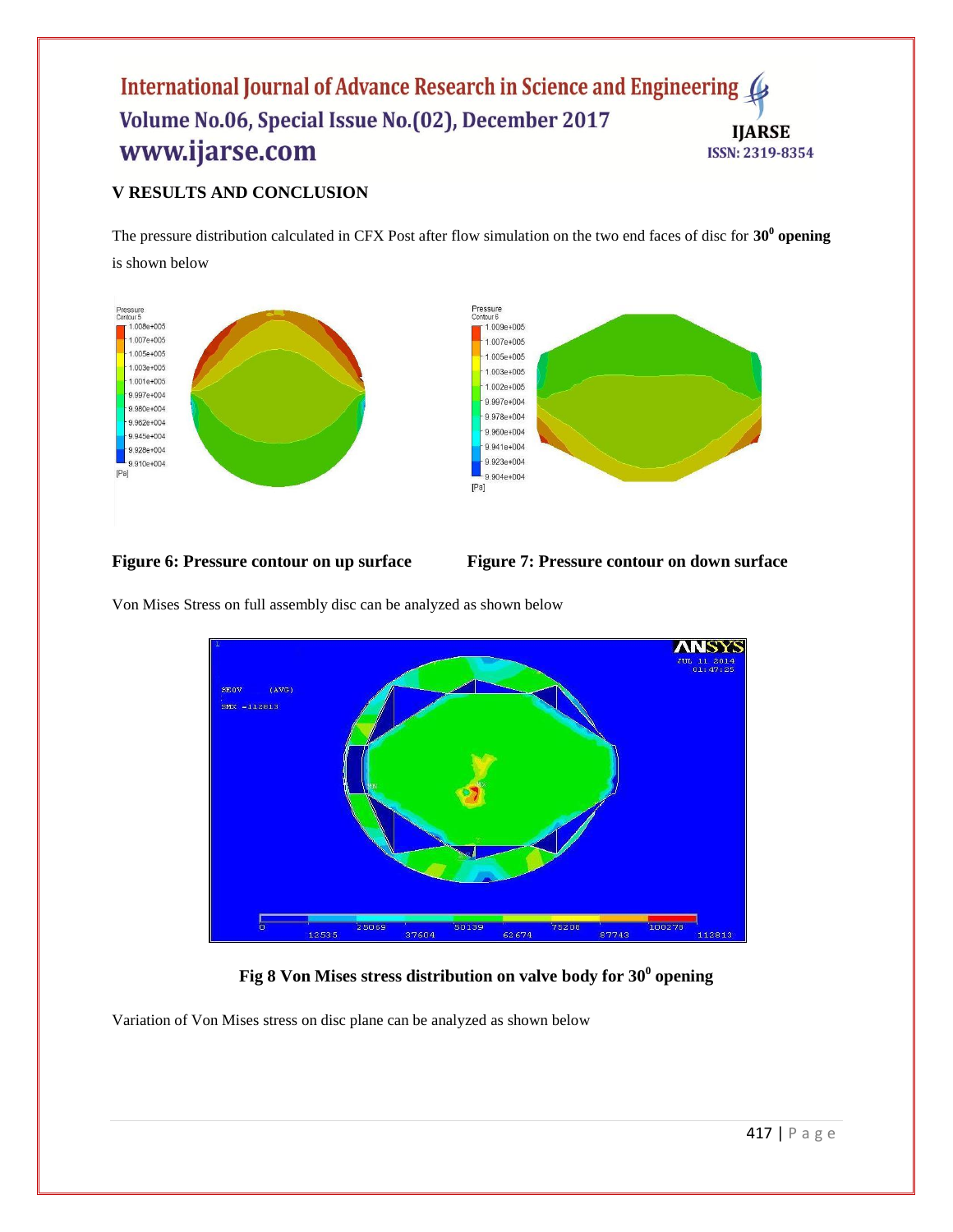## V RESULTS AND CONCLUSION

The pressure distribution calculated in CFX Post after flow simulation on the two end faces of disc for **$30^0$ opening** is shown below

**Figure 6: Pressure contour on up surface**

**Figure 7: Pressure contour on down surface**

Von Mises Stress on full assembly disc can be analyzed as shown below

**Fig 8 Von Mises stress distribution on valve body for $30^0$ opening**

Variation of Von Mises stress on disc plane can be analyzed as shown below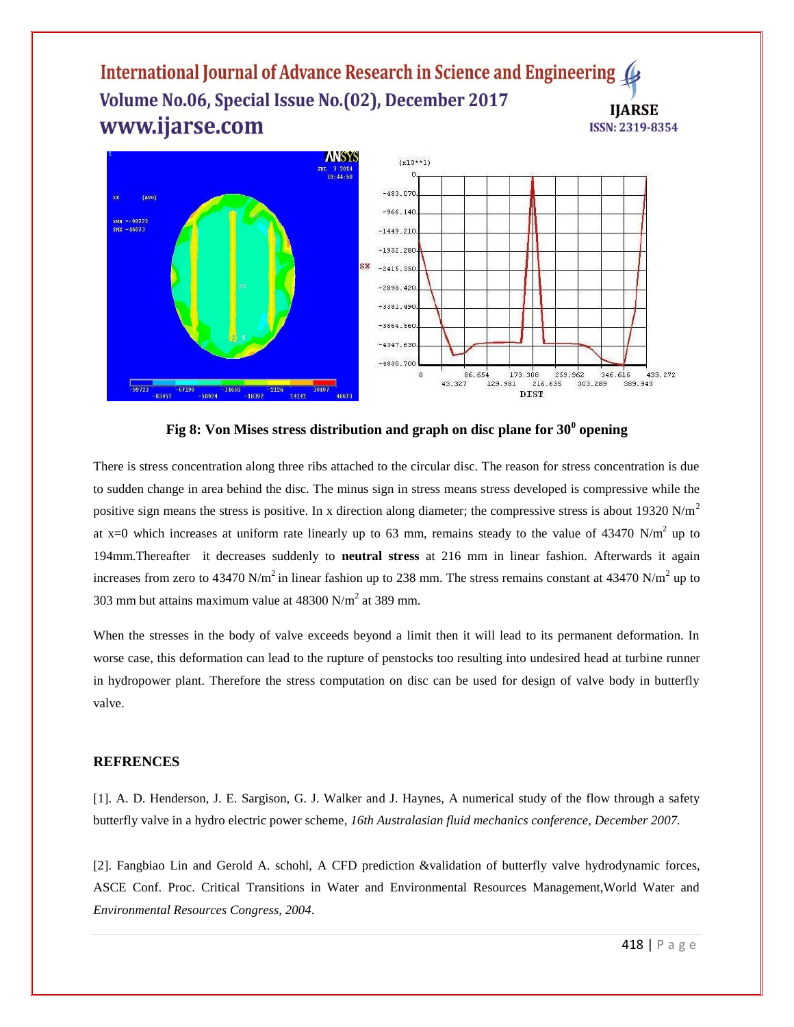Fig 8: Von Mises stress distribution and graph on disc plane for $30^0$ opening

There is stress concentration along three ribs attached to the circular disc. The reason for stress concentration is due to sudden change in area behind the disc. The minus sign in stress means stress developed is compressive while the positive sign means the stress is positive. In x direction along diameter; the compressive stress is about 19320 $N/m^2$ at x=0 which increases at uniform rate linearly up to 63 mm, remains steady to the value of 43470 $N/m^2$ up to 194mm.Thereafter it decreases suddenly to **neutral stress** at 216 mm in linear fashion. Afterwards it again increases from zero to 43470 $N/m^2$ in linear fashion up to 238 mm. The stress remains constant at 43470 $N/m^2$ up to 303 mm but attains maximum value at 48300 $N/m^2$ at 389 mm.

When the stresses in the body of valve exceeds beyond a limit then it will lead to its permanent deformation. In worse case, this deformation can lead to the rupture of penstocks too resulting into undesired head at turbine runner in hydropower plant. Therefore the stress computation on disc can be used for design of valve body in butterfly valve.

## REFRENCES

[1]. A. D. Henderson, J. E. Sargison, G. J. Walker and J. Haynes, A numerical study of the flow through a safety butterfly valve in a hydro electric power scheme, *16th Australasian fluid mechanics conference, December 2007.*

[2]. Fangbiao Lin and Gerold A. schohl, A CFD prediction &validation of butterfly valve hydrodynamic forces, ASCE Conf. Proc. Critical Transitions in Water and Environmental Resources Management,World Water and *Environmental Resources Congress, 2004*.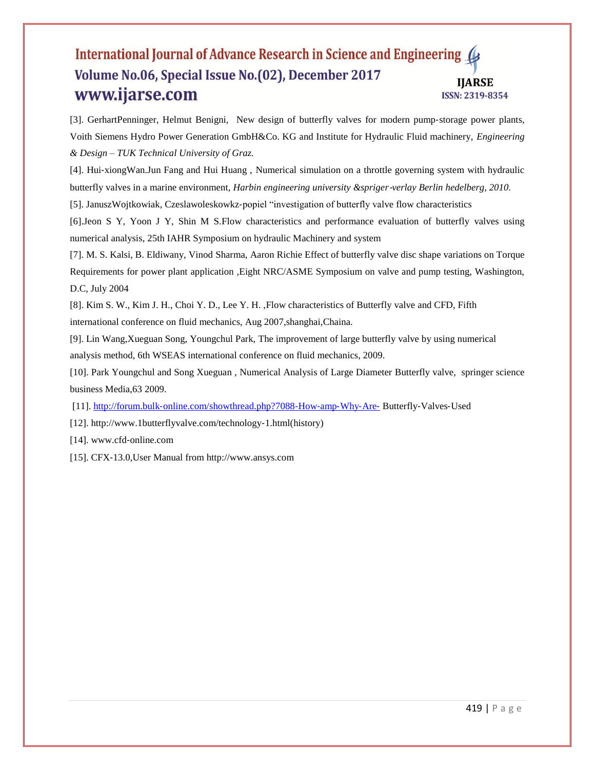[3]. GerhartPenninger, Helmut Benigni, New design of butterfly valves for modern pump-storage power plants, Voith Siemens Hydro Power Generation GmbH&Co. KG and Institute for Hydraulic Fluid machinery, *Engineering & Design – TUK Technical University of Graz.*

[4]. Hui-xiongWan.Jun Fang and Hui Huang , Numerical simulation on a throttle governing system with hydraulic butterfly valves in a marine environment, *Harbin engineering university &spriger-verlay Berlin hedelberg, 2010.*

[5]. JanuszWojtkowiak, Czeslawoleskowkz-popiel "investigation of butterfly valve flow characteristics

[6].Jeon S Y, Yoon J Y, Shin M S.Flow characteristics and performance evaluation of butterfly valves using numerical analysis, 25th IAHR Symposium on hydraulic Machinery and system

[7]. M. S. Kalsi, B. Eldiwany, Vinod Sharma, Aaron Richie Effect of butterfly valve disc shape variations on Torque Requirements for power plant application ,Eight NRC/ASME Symposium on valve and pump testing, Washington, D.C, July 2004

[8]. Kim S. W., Kim J. H., Choi Y. D., Lee Y. H. ,Flow characteristics of Butterfly valve and CFD, Fifth international conference on fluid mechanics, Aug 2007,shanghai,Chaina.

[9]. Lin Wang,Xueguan Song, Youngchul Park, The improvement of large butterfly valve by using numerical analysis method, 6th WSEAS international conference on fluid mechanics, 2009.

[10]. Park Youngchul and Song Xueguan , Numerical Analysis of Large Diameter Butterfly valve, springer science business Media,63 2009.

[11]. http://forum.bulk-online.com/showthread.php?7088-How-amp-Why-Are- Butterfly-Valves-Used

[12]. http://www.1butterflyvalve.com/technology-1.html(history)

[14]. www.cfd-online.com

[15]. CFX-13.0,User Manual from http://www.ansys.com